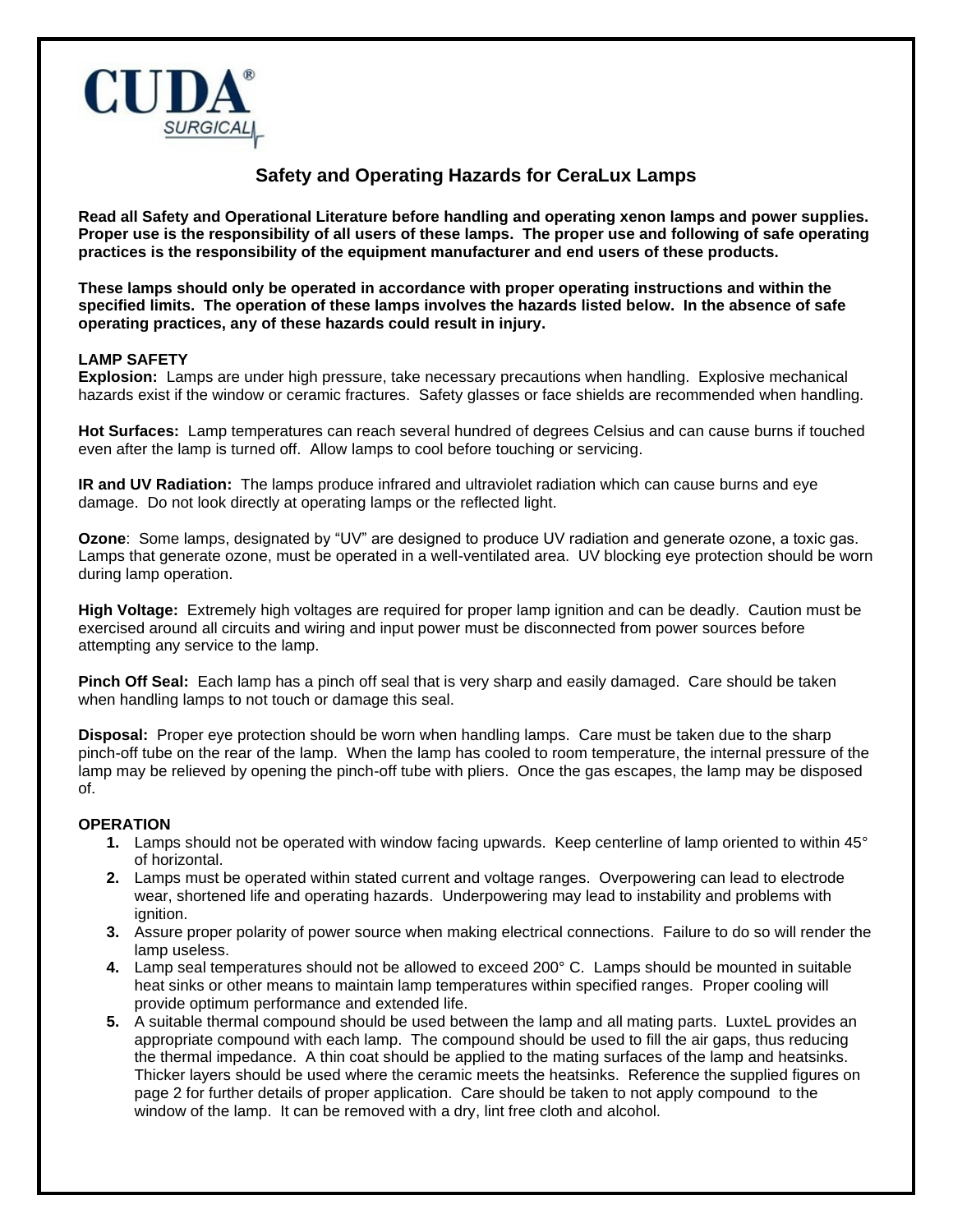CUDA®
SURGICAL

# Safety and Operating Hazards for CeraLux Lamps

**Read all Safety and Operational Literature before handling and operating xenon lamps and power supplies. Proper use is the responsibility of all users of these lamps. The proper use and following of safe operating practices is the responsibility of the equipment manufacturer and end users of these products.**

**These lamps should only be operated in accordance with proper operating instructions and within the specified limits. The operation of these lamps involves the hazards listed below. In the absence of safe operating practices, any of these hazards could result in injury.**

## LAMP SAFETY

**Explosion:** Lamps are under high pressure, take necessary precautions when handling. Explosive mechanical hazards exist if the window or ceramic fractures. Safety glasses or face shields are recommended when handling.

**Hot Surfaces:** Lamp temperatures can reach several hundred of degrees Celsius and can cause burns if touched even after the lamp is turned off. Allow lamps to cool before touching or servicing.

**IR and UV Radiation:** The lamps produce infrared and ultraviolet radiation which can cause burns and eye damage. Do not look directly at operating lamps or the reflected light.

**Ozone**: Some lamps, designated by "UV" are designed to produce UV radiation and generate ozone, a toxic gas. Lamps that generate ozone, must be operated in a well-ventilated area. UV blocking eye protection should be worn during lamp operation.

**High Voltage:** Extremely high voltages are required for proper lamp ignition and can be deadly. Caution must be exercised around all circuits and wiring and input power must be disconnected from power sources before attempting any service to the lamp.

**Pinch Off Seal:** Each lamp has a pinch off seal that is very sharp and easily damaged. Care should be taken when handling lamps to not touch or damage this seal.

**Disposal:** Proper eye protection should be worn when handling lamps. Care must be taken due to the sharp pinch-off tube on the rear of the lamp. When the lamp has cooled to room temperature, the internal pressure of the lamp may be relieved by opening the pinch-off tube with pliers. Once the gas escapes, the lamp may be disposed of.

## OPERATION

1. Lamps should not be operated with window facing upwards. Keep centerline of lamp oriented to within 45° of horizontal.
2. Lamps must be operated within stated current and voltage ranges. Overpowering can lead to electrode wear, shortened life and operating hazards. Underpowering may lead to instability and problems with ignition.
3. Assure proper polarity of power source when making electrical connections. Failure to do so will render the lamp useless.
4. Lamp seal temperatures should not be allowed to exceed 200° C. Lamps should be mounted in suitable heat sinks or other means to maintain lamp temperatures within specified ranges. Proper cooling will provide optimum performance and extended life.
5. A suitable thermal compound should be used between the lamp and all mating parts. LuxteL provides an appropriate compound with each lamp. The compound should be used to fill the air gaps, thus reducing the thermal impedance. A thin coat should be applied to the mating surfaces of the lamp and heatsinks. Thicker layers should be used where the ceramic meets the heatsinks. Reference the supplied figures on page 2 for further details of proper application. Care should be taken to not apply compound to the window of the lamp. It can be removed with a dry, lint free cloth and alcohol.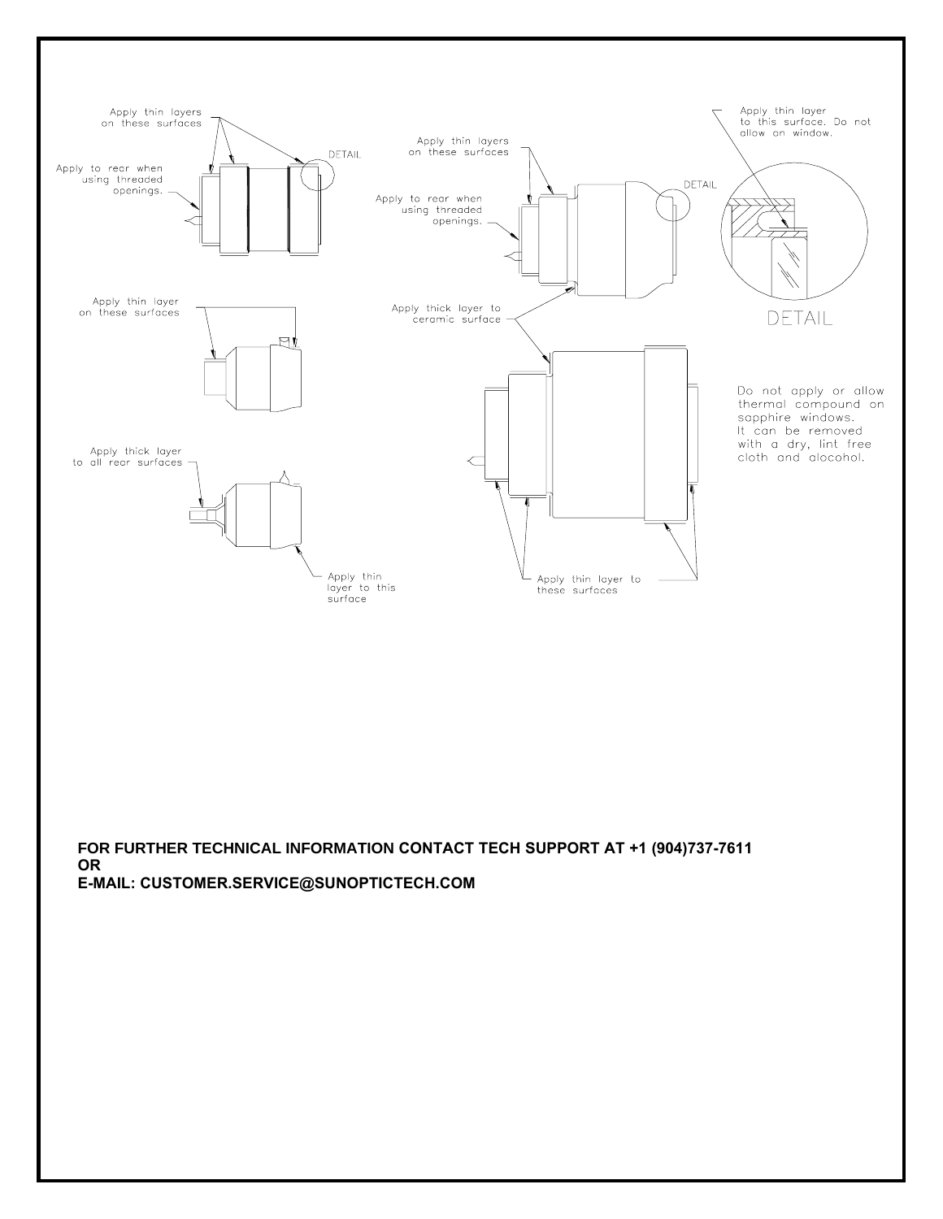Apply thin layers on these surfaces

DETAIL

Apply to rear when using threaded openings.

Apply thin layers on these surfaces

DETAIL

Apply to rear when using threaded openings.

Apply thin layer to this surface. Do not allow on window.

DETAIL

Apply thin layer on these surfaces

Apply thick layer to ceramic surface

Do not apply or allow thermal compound on sapphire windows. It can be removed with a dry, lint free cloth and alocohol.

Apply thick layer to all rear surfaces

Apply thin layer to this surface

Apply thin layer to these surfaces

**FOR FURTHER TECHNICAL INFORMATION CONTACT TECH SUPPORT AT +1 (904)737-7611**
**OR**
**E-MAIL: CUSTOMER.SERVICE@SUNOPTICTECH.COM**